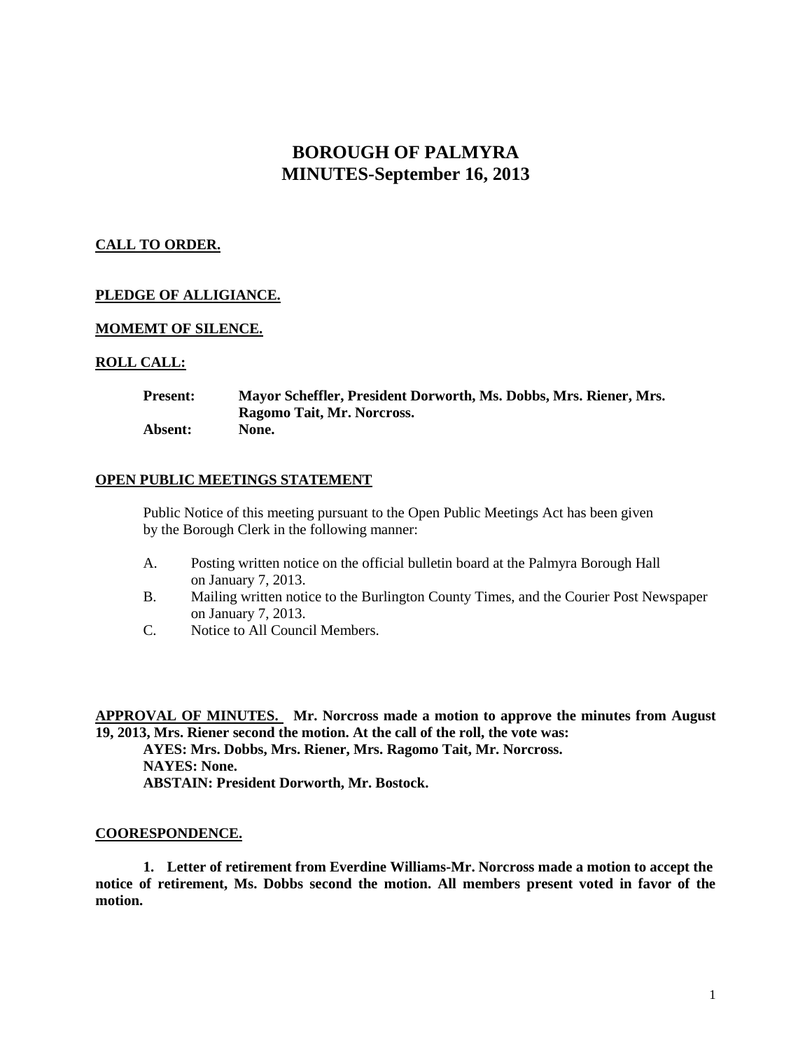# BOROUGH OF PALMYRA
# MINUTES-September 16, 2013

**CALL TO ORDER.**

**PLEDGE OF ALLIGIANCE.**

**MOMEMT OF SILENCE.**

**ROLL CALL:**

**Present:** **Mayor Scheffler, President Dorworth, Ms. Dobbs, Mrs. Riener, Mrs. Ragomo Tait, Mr. Norcross.**
**Absent:** **None.**

**OPEN PUBLIC MEETINGS STATEMENT**

Public Notice of this meeting pursuant to the Open Public Meetings Act has been given by the Borough Clerk in the following manner:

A. Posting written notice on the official bulletin board at the Palmyra Borough Hall on January 7, 2013.
B. Mailing written notice to the Burlington County Times, and the Courier Post Newspaper on January 7, 2013.
C. Notice to All Council Members.

**APPROVAL OF MINUTES. Mr. Norcross made a motion to approve the minutes from August 19, 2013, Mrs. Riener second the motion. At the call of the roll, the vote was:**
**AYES: Mrs. Dobbs, Mrs. Riener, Mrs. Ragomo Tait, Mr. Norcross.**
**NAYES: None.**
**ABSTAIN: President Dorworth, Mr. Bostock.**

**COORESPONDENCE.**

**1. Letter of retirement from Everdine Williams-Mr. Norcross made a motion to accept the notice of retirement, Ms. Dobbs second the motion. All members present voted in favor of the motion.**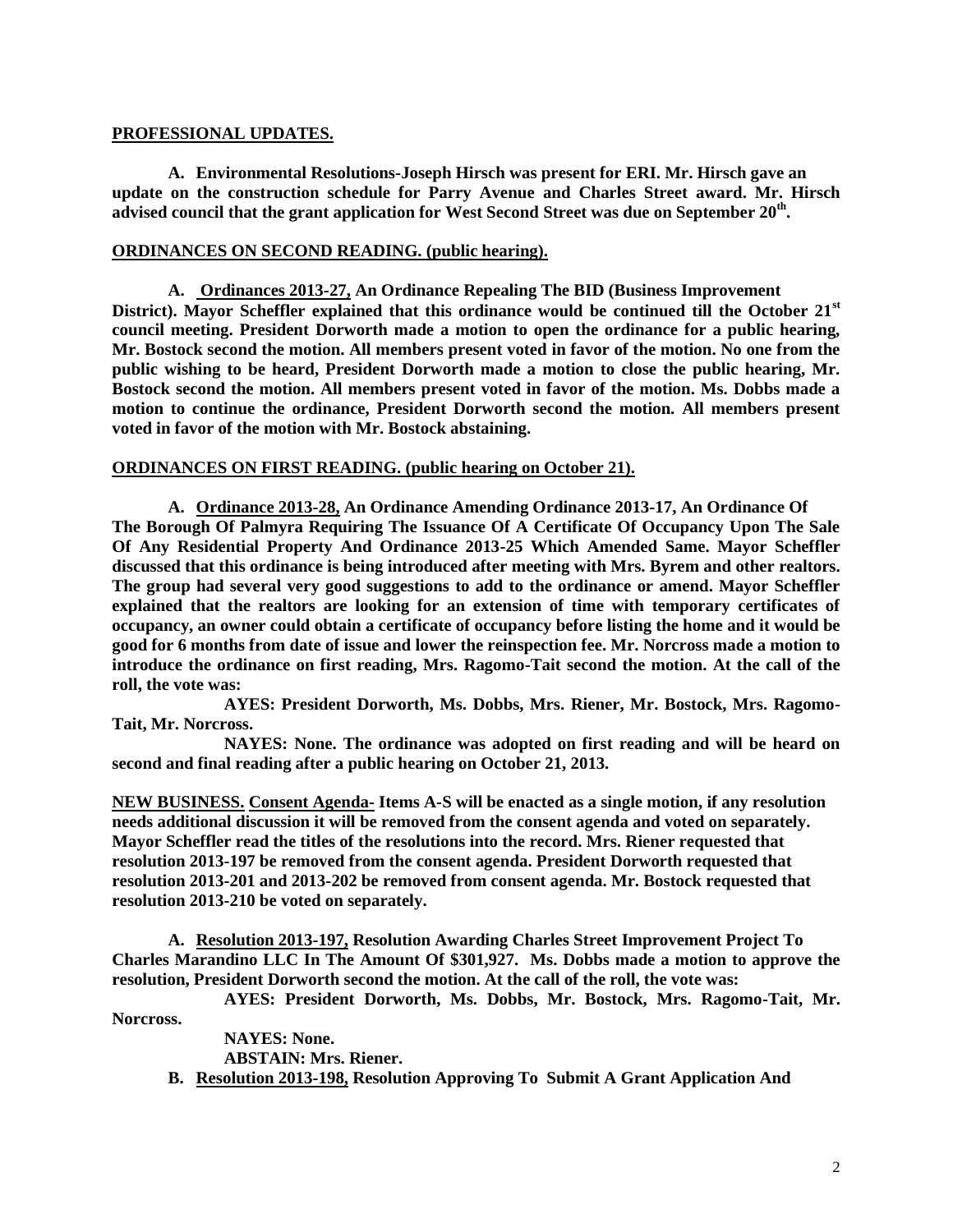**PROFESSIONAL UPDATES.**

**A. Environmental Resolutions-Joseph Hirsch was present for ERI. Mr. Hirsch gave an update on the construction schedule for Parry Avenue and Charles Street award. Mr. Hirsch advised council that the grant application for West Second Street was due on September 20th.**

**ORDINANCES ON SECOND READING. (public hearing).**

**A. Ordinances 2013-27, An Ordinance Repealing The BID (Business Improvement District). Mayor Scheffler explained that this ordinance would be continued till the October 21st council meeting. President Dorworth made a motion to open the ordinance for a public hearing, Mr. Bostock second the motion. All members present voted in favor of the motion. No one from the public wishing to be heard, President Dorworth made a motion to close the public hearing, Mr. Bostock second the motion. All members present voted in favor of the motion. Ms. Dobbs made a motion to continue the ordinance, President Dorworth second the motion. All members present voted in favor of the motion with Mr. Bostock abstaining.**

**ORDINANCES ON FIRST READING. (public hearing on October 21).**

**A. Ordinance 2013-28, An Ordinance Amending Ordinance 2013-17, An Ordinance Of The Borough Of Palmyra Requiring The Issuance Of A Certificate Of Occupancy Upon The Sale Of Any Residential Property And Ordinance 2013-25 Which Amended Same. Mayor Scheffler discussed that this ordinance is being introduced after meeting with Mrs. Byrem and other realtors. The group had several very good suggestions to add to the ordinance or amend. Mayor Scheffler explained that the realtors are looking for an extension of time with temporary certificates of occupancy, an owner could obtain a certificate of occupancy before listing the home and it would be good for 6 months from date of issue and lower the reinspection fee. Mr. Norcross made a motion to introduce the ordinance on first reading, Mrs. Ragomo-Tait second the motion. At the call of the roll, the vote was:**

**AYES: President Dorworth, Ms. Dobbs, Mrs. Riener, Mr. Bostock, Mrs. Ragomo-Tait, Mr. Norcross.**

**NAYES: None. The ordinance was adopted on first reading and will be heard on second and final reading after a public hearing on October 21, 2013.**

**NEW BUSINESS. Consent Agenda- Items A-S will be enacted as a single motion, if any resolution needs additional discussion it will be removed from the consent agenda and voted on separately. Mayor Scheffler read the titles of the resolutions into the record. Mrs. Riener requested that resolution 2013-197 be removed from the consent agenda. President Dorworth requested that resolution 2013-201 and 2013-202 be removed from consent agenda. Mr. Bostock requested that resolution 2013-210 be voted on separately.**

**A. Resolution 2013-197, Resolution Awarding Charles Street Improvement Project To Charles Marandino LLC In The Amount Of $301,927. Ms. Dobbs made a motion to approve the resolution, President Dorworth second the motion. At the call of the roll, the vote was:**

**AYES: President Dorworth, Ms. Dobbs, Mr. Bostock, Mrs. Ragomo-Tait, Mr. Norcross.**

**NAYES: None.**

**ABSTAIN: Mrs. Riener.**

**B. Resolution 2013-198, Resolution Approving To Submit A Grant Application And**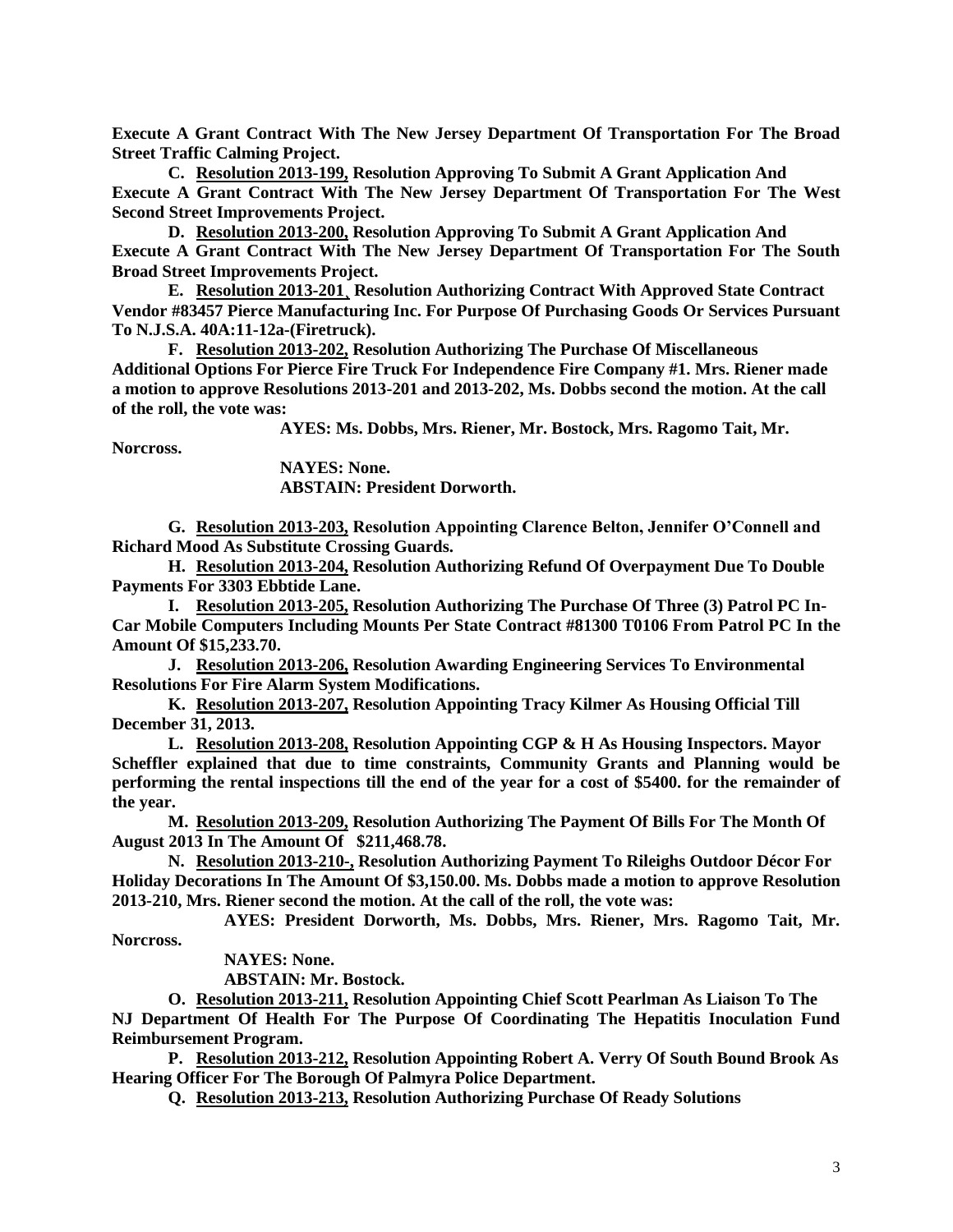**Execute A Grant Contract With The New Jersey Department Of Transportation For The Broad Street Traffic Calming Project.**

**C. <u>Resolution 2013-199,</u> Resolution Approving To Submit A Grant Application And Execute A Grant Contract With The New Jersey Department Of Transportation For The West Second Street Improvements Project.**

**D. <u>Resolution 2013-200,</u> Resolution Approving To Submit A Grant Application And Execute A Grant Contract With The New Jersey Department Of Transportation For The South Broad Street Improvements Project.**

**E. <u>Resolution 2013-201</u>, Resolution Authorizing Contract With Approved State Contract Vendor #83457 Pierce Manufacturing Inc. For Purpose Of Purchasing Goods Or Services Pursuant To N.J.S.A. 40A:11-12a-(Firetruck).**

**F. <u>Resolution 2013-202,</u> Resolution Authorizing The Purchase Of Miscellaneous Additional Options For Pierce Fire Truck For Independence Fire Company #1. Mrs. Riener made a motion to approve Resolutions 2013-201 and 2013-202, Ms. Dobbs second the motion. At the call of the roll, the vote was:**

**AYES: Ms. Dobbs, Mrs. Riener, Mr. Bostock, Mrs. Ragomo Tait, Mr. Norcross.**

**NAYES: None.**
**ABSTAIN: President Dorworth.**

**G. <u>Resolution 2013-203,</u> Resolution Appointing Clarence Belton, Jennifer O'Connell and Richard Mood As Substitute Crossing Guards.**

**H. <u>Resolution 2013-204,</u> Resolution Authorizing Refund Of Overpayment Due To Double Payments For 3303 Ebbtide Lane.**

**I. <u>Resolution 2013-205,</u> Resolution Authorizing The Purchase Of Three (3) Patrol PC In-Car Mobile Computers Including Mounts Per State Contract #81300 T0106 From Patrol PC In the Amount Of $15,233.70.**

**J. <u>Resolution 2013-206,</u> Resolution Awarding Engineering Services To Environmental Resolutions For Fire Alarm System Modifications.**

**K. <u>Resolution 2013-207,</u> Resolution Appointing Tracy Kilmer As Housing Official Till December 31, 2013.**

**L. <u>Resolution 2013-208,</u> Resolution Appointing CGP & H As Housing Inspectors. Mayor Scheffler explained that due to time constraints, Community Grants and Planning would be performing the rental inspections till the end of the year for a cost of $5400. for the remainder of the year.**

**M. <u>Resolution 2013-209,</u> Resolution Authorizing The Payment Of Bills For The Month Of August 2013 In The Amount Of $211,468.78.**

**N. <u>Resolution 2013-210-,</u> Resolution Authorizing Payment To Rileighs Outdoor Décor For Holiday Decorations In The Amount Of $3,150.00. Ms. Dobbs made a motion to approve Resolution 2013-210, Mrs. Riener second the motion. At the call of the roll, the vote was:**

**AYES: President Dorworth, Ms. Dobbs, Mrs. Riener, Mrs. Ragomo Tait, Mr. Norcross.**

**NAYES: None.**

**ABSTAIN: Mr. Bostock.**

**O. <u>Resolution 2013-211,</u> Resolution Appointing Chief Scott Pearlman As Liaison To The NJ Department Of Health For The Purpose Of Coordinating The Hepatitis Inoculation Fund Reimbursement Program.**

**P. <u>Resolution 2013-212,</u> Resolution Appointing Robert A. Verry Of South Bound Brook As Hearing Officer For The Borough Of Palmyra Police Department.**

**Q. <u>Resolution 2013-213,</u> Resolution Authorizing Purchase Of Ready Solutions**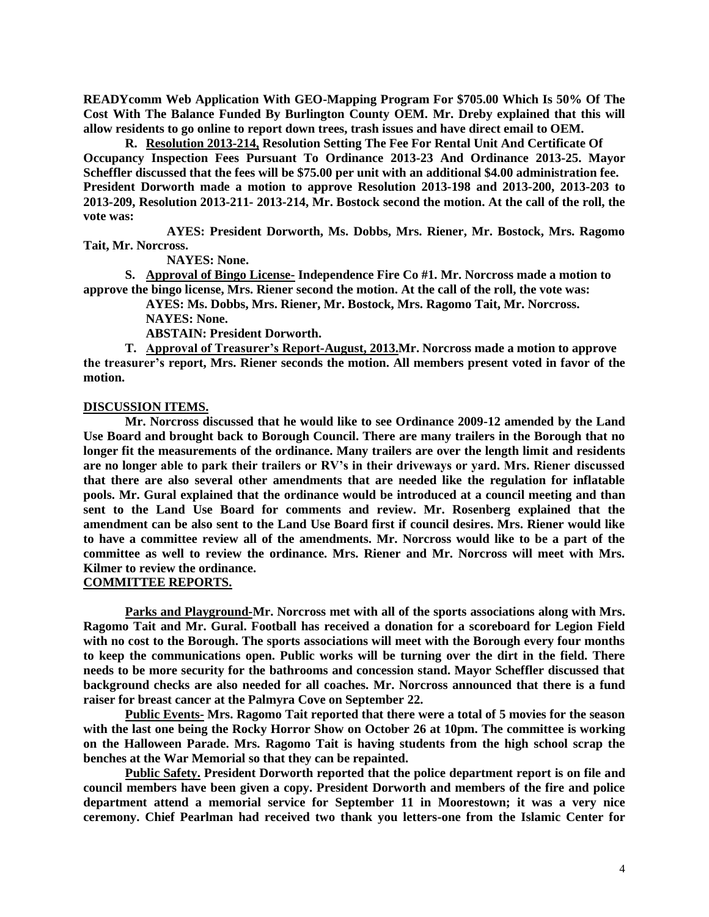**READYcomm Web Application With GEO-Mapping Program For $705.00 Which Is 50% Of The Cost With The Balance Funded By Burlington County OEM. Mr. Dreby explained that this will allow residents to go online to report down trees, trash issues and have direct email to OEM.**

**R. <u>Resolution 2013-214,</u> Resolution Setting The Fee For Rental Unit And Certificate Of Occupancy Inspection Fees Pursuant To Ordinance 2013-23 And Ordinance 2013-25. Mayor Scheffler discussed that the fees will be $75.00 per unit with an additional $4.00 administration fee. President Dorworth made a motion to approve Resolution 2013-198 and 2013-200, 2013-203 to 2013-209, Resolution 2013-211- 2013-214, Mr. Bostock second the motion. At the call of the roll, the vote was:**

**AYES: President Dorworth, Ms. Dobbs, Mrs. Riener, Mr. Bostock, Mrs. Ragomo Tait, Mr. Norcross.**

**NAYES: None.**

**S. <u>Approval of Bingo License-</u> Independence Fire Co #1. Mr. Norcross made a motion to approve the bingo license, Mrs. Riener second the motion. At the call of the roll, the vote was:**

**AYES: Ms. Dobbs, Mrs. Riener, Mr. Bostock, Mrs. Ragomo Tait, Mr. Norcross.**

**NAYES: None.**

**ABSTAIN: President Dorworth.**

**T. <u>Approval of Treasurer's Report-August, 2013.</u>Mr. Norcross made a motion to approve the treasurer's report, Mrs. Riener seconds the motion. All members present voted in favor of the motion.**

## <u>DISCUSSION ITEMS.</u>

**Mr. Norcross discussed that he would like to see Ordinance 2009-12 amended by the Land Use Board and brought back to Borough Council. There are many trailers in the Borough that no longer fit the measurements of the ordinance. Many trailers are over the length limit and residents are no longer able to park their trailers or RV's in their driveways or yard. Mrs. Riener discussed that there are also several other amendments that are needed like the regulation for inflatable pools. Mr. Gural explained that the ordinance would be introduced at a council meeting and than sent to the Land Use Board for comments and review. Mr. Rosenberg explained that the amendment can be also sent to the Land Use Board first if council desires. Mrs. Riener would like to have a committee review all of the amendments. Mr. Norcross would like to be a part of the committee as well to review the ordinance. Mrs. Riener and Mr. Norcross will meet with Mrs. Kilmer to review the ordinance.**

## <u>COMMITTEE REPORTS.</u>

**<u>Parks and Playground-</u>Mr. Norcross met with all of the sports associations along with Mrs. Ragomo Tait and Mr. Gural. Football has received a donation for a scoreboard for Legion Field with no cost to the Borough. The sports associations will meet with the Borough every four months to keep the communications open. Public works will be turning over the dirt in the field. There needs to be more security for the bathrooms and concession stand. Mayor Scheffler discussed that background checks are also needed for all coaches. Mr. Norcross announced that there is a fund raiser for breast cancer at the Palmyra Cove on September 22.**

**<u>Public Events-</u> Mrs. Ragomo Tait reported that there were a total of 5 movies for the season with the last one being the Rocky Horror Show on October 26 at 10pm. The committee is working on the Halloween Parade. Mrs. Ragomo Tait is having students from the high school scrap the benches at the War Memorial so that they can be repainted.**

**<u>Public Safety.</u> President Dorworth reported that the police department report is on file and council members have been given a copy. President Dorworth and members of the fire and police department attend a memorial service for September 11 in Moorestown; it was a very nice ceremony. Chief Pearlman had received two thank you letters-one from the Islamic Center for**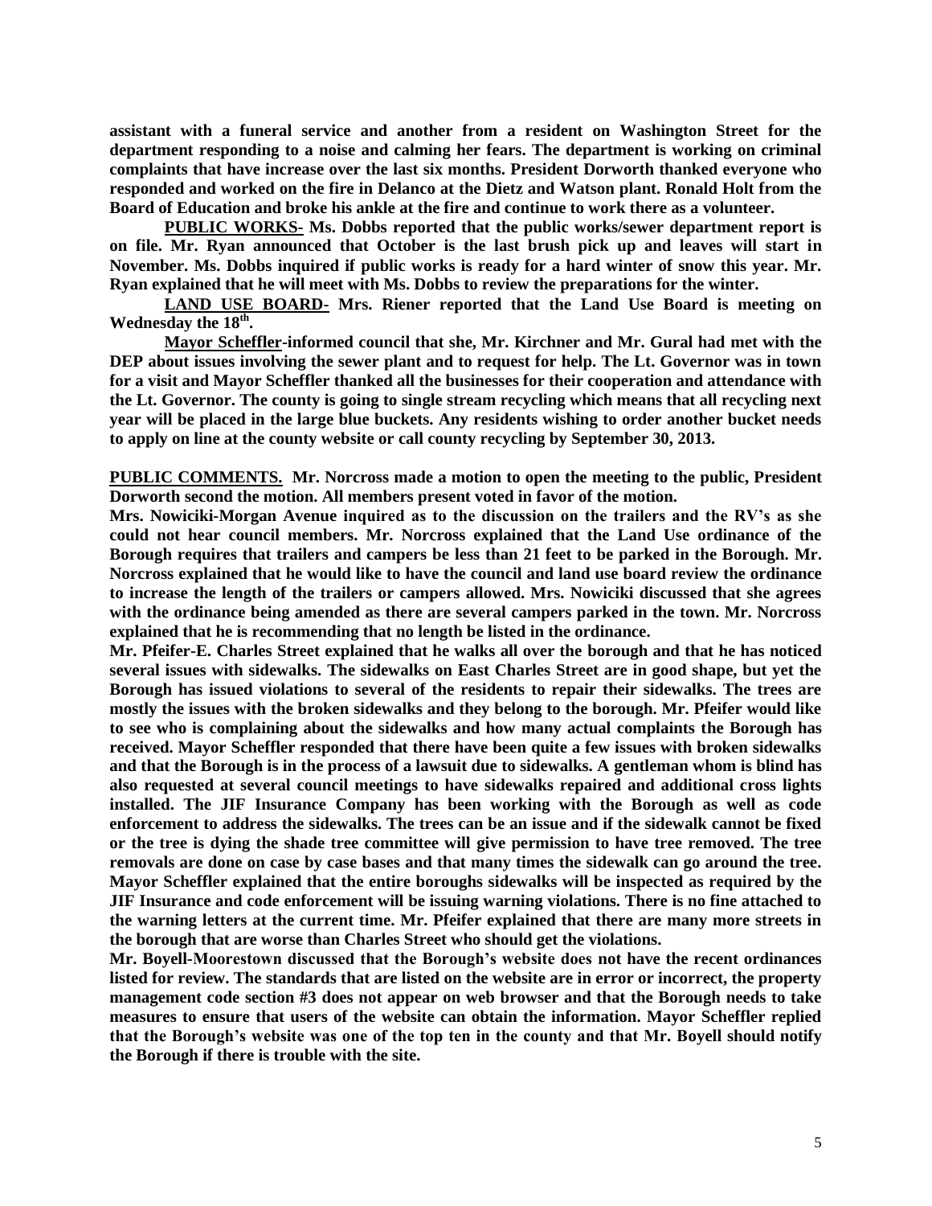**assistant with a funeral service and another from a resident on Washington Street for the department responding to a noise and calming her fears. The department is working on criminal complaints that have increase over the last six months. President Dorworth thanked everyone who responded and worked on the fire in Delanco at the Dietz and Watson plant. Ronald Holt from the Board of Education and broke his ankle at the fire and continue to work there as a volunteer.**

**PUBLIC WORKS- Ms. Dobbs reported that the public works/sewer department report is on file. Mr. Ryan announced that October is the last brush pick up and leaves will start in November. Ms. Dobbs inquired if public works is ready for a hard winter of snow this year. Mr. Ryan explained that he will meet with Ms. Dobbs to review the preparations for the winter.**

**LAND USE BOARD- Mrs. Riener reported that the Land Use Board is meeting on Wednesday the 18th.**

**Mayor Scheffler-informed council that she, Mr. Kirchner and Mr. Gural had met with the DEP about issues involving the sewer plant and to request for help. The Lt. Governor was in town for a visit and Mayor Scheffler thanked all the businesses for their cooperation and attendance with the Lt. Governor. The county is going to single stream recycling which means that all recycling next year will be placed in the large blue buckets. Any residents wishing to order another bucket needs to apply on line at the county website or call county recycling by September 30, 2013.**

**PUBLIC COMMENTS. Mr. Norcross made a motion to open the meeting to the public, President Dorworth second the motion. All members present voted in favor of the motion.**

**Mrs. Nowiciki-Morgan Avenue inquired as to the discussion on the trailers and the RV's as she could not hear council members. Mr. Norcross explained that the Land Use ordinance of the Borough requires that trailers and campers be less than 21 feet to be parked in the Borough. Mr. Norcross explained that he would like to have the council and land use board review the ordinance to increase the length of the trailers or campers allowed. Mrs. Nowiciki discussed that she agrees with the ordinance being amended as there are several campers parked in the town. Mr. Norcross explained that he is recommending that no length be listed in the ordinance.**

**Mr. Pfeifer-E. Charles Street explained that he walks all over the borough and that he has noticed several issues with sidewalks. The sidewalks on East Charles Street are in good shape, but yet the Borough has issued violations to several of the residents to repair their sidewalks. The trees are mostly the issues with the broken sidewalks and they belong to the borough. Mr. Pfeifer would like to see who is complaining about the sidewalks and how many actual complaints the Borough has received. Mayor Scheffler responded that there have been quite a few issues with broken sidewalks and that the Borough is in the process of a lawsuit due to sidewalks. A gentleman whom is blind has also requested at several council meetings to have sidewalks repaired and additional cross lights installed. The JIF Insurance Company has been working with the Borough as well as code enforcement to address the sidewalks. The trees can be an issue and if the sidewalk cannot be fixed or the tree is dying the shade tree committee will give permission to have tree removed. The tree removals are done on case by case bases and that many times the sidewalk can go around the tree. Mayor Scheffler explained that the entire boroughs sidewalks will be inspected as required by the JIF Insurance and code enforcement will be issuing warning violations. There is no fine attached to the warning letters at the current time. Mr. Pfeifer explained that there are many more streets in the borough that are worse than Charles Street who should get the violations.**

**Mr. Boyell-Moorestown discussed that the Borough's website does not have the recent ordinances listed for review. The standards that are listed on the website are in error or incorrect, the property management code section #3 does not appear on web browser and that the Borough needs to take measures to ensure that users of the website can obtain the information. Mayor Scheffler replied that the Borough's website was one of the top ten in the county and that Mr. Boyell should notify the Borough if there is trouble with the site.**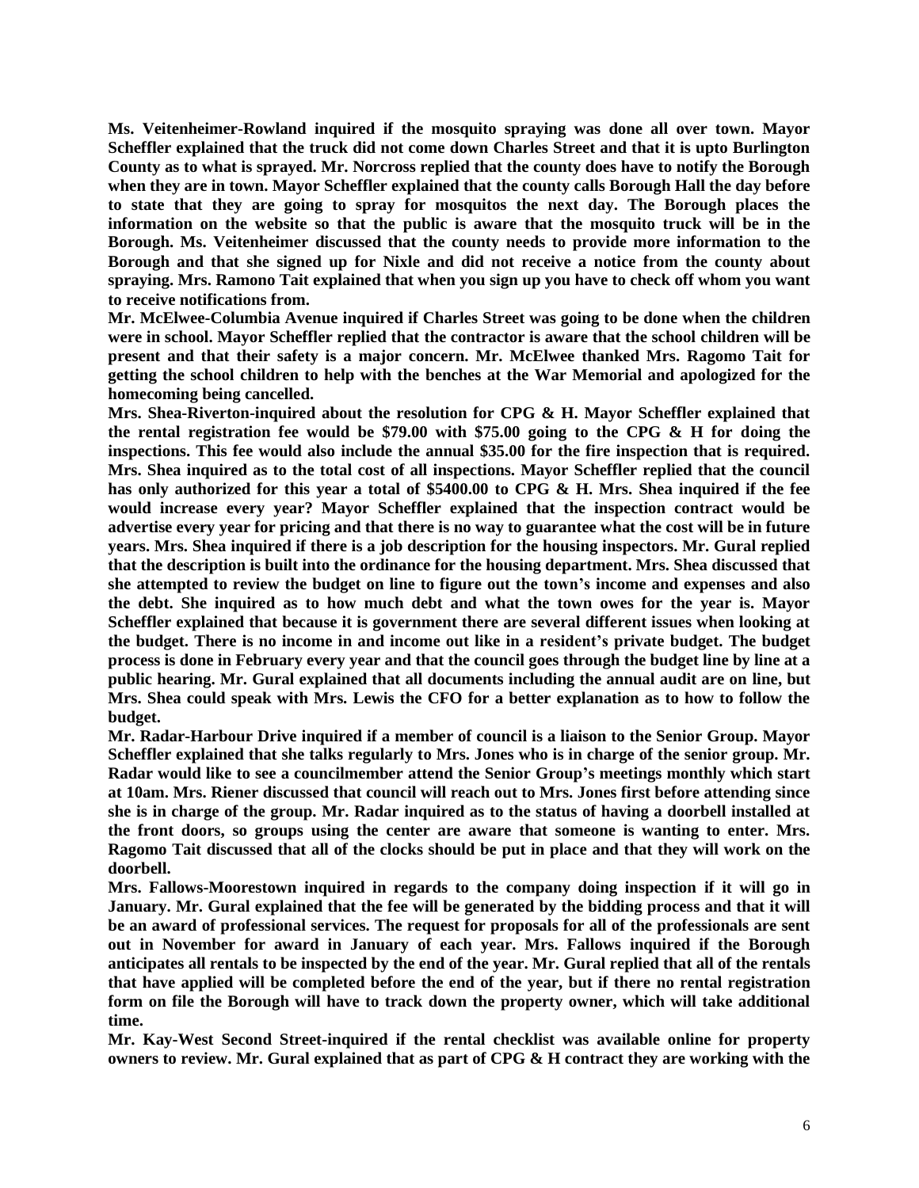**Ms. Veitenheimer-Rowland inquired if the mosquito spraying was done all over town. Mayor Scheffler explained that the truck did not come down Charles Street and that it is upto Burlington County as to what is sprayed. Mr. Norcross replied that the county does have to notify the Borough when they are in town. Mayor Scheffler explained that the county calls Borough Hall the day before to state that they are going to spray for mosquitos the next day. The Borough places the information on the website so that the public is aware that the mosquito truck will be in the Borough. Ms. Veitenheimer discussed that the county needs to provide more information to the Borough and that she signed up for Nixle and did not receive a notice from the county about spraying. Mrs. Ramono Tait explained that when you sign up you have to check off whom you want to receive notifications from.**

**Mr. McElwee-Columbia Avenue inquired if Charles Street was going to be done when the children were in school. Mayor Scheffler replied that the contractor is aware that the school children will be present and that their safety is a major concern. Mr. McElwee thanked Mrs. Ragomo Tait for getting the school children to help with the benches at the War Memorial and apologized for the homecoming being cancelled.**

**Mrs. Shea-Riverton-inquired about the resolution for CPG & H. Mayor Scheffler explained that the rental registration fee would be $79.00 with $75.00 going to the CPG & H for doing the inspections. This fee would also include the annual $35.00 for the fire inspection that is required. Mrs. Shea inquired as to the total cost of all inspections. Mayor Scheffler replied that the council has only authorized for this year a total of $5400.00 to CPG & H. Mrs. Shea inquired if the fee would increase every year? Mayor Scheffler explained that the inspection contract would be advertise every year for pricing and that there is no way to guarantee what the cost will be in future years. Mrs. Shea inquired if there is a job description for the housing inspectors. Mr. Gural replied that the description is built into the ordinance for the housing department. Mrs. Shea discussed that she attempted to review the budget on line to figure out the town's income and expenses and also the debt. She inquired as to how much debt and what the town owes for the year is. Mayor Scheffler explained that because it is government there are several different issues when looking at the budget. There is no income in and income out like in a resident's private budget. The budget process is done in February every year and that the council goes through the budget line by line at a public hearing. Mr. Gural explained that all documents including the annual audit are on line, but Mrs. Shea could speak with Mrs. Lewis the CFO for a better explanation as to how to follow the budget.**

**Mr. Radar-Harbour Drive inquired if a member of council is a liaison to the Senior Group. Mayor Scheffler explained that she talks regularly to Mrs. Jones who is in charge of the senior group. Mr. Radar would like to see a councilmember attend the Senior Group's meetings monthly which start at 10am. Mrs. Riener discussed that council will reach out to Mrs. Jones first before attending since she is in charge of the group. Mr. Radar inquired as to the status of having a doorbell installed at the front doors, so groups using the center are aware that someone is wanting to enter. Mrs. Ragomo Tait discussed that all of the clocks should be put in place and that they will work on the doorbell.**

**Mrs. Fallows-Moorestown inquired in regards to the company doing inspection if it will go in January. Mr. Gural explained that the fee will be generated by the bidding process and that it will be an award of professional services. The request for proposals for all of the professionals are sent out in November for award in January of each year. Mrs. Fallows inquired if the Borough anticipates all rentals to be inspected by the end of the year. Mr. Gural replied that all of the rentals that have applied will be completed before the end of the year, but if there no rental registration form on file the Borough will have to track down the property owner, which will take additional time.**

**Mr. Kay-West Second Street-inquired if the rental checklist was available online for property owners to review. Mr. Gural explained that as part of CPG & H contract they are working with the**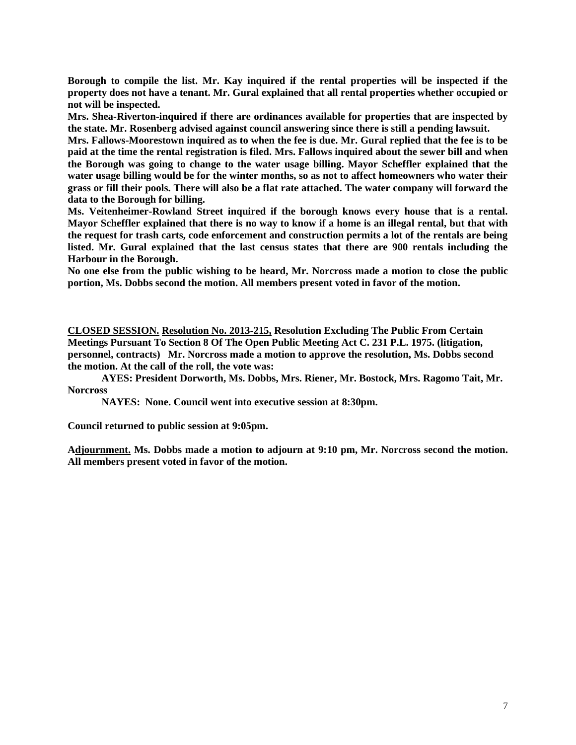**Borough to compile the list. Mr. Kay inquired if the rental properties will be inspected if the property does not have a tenant. Mr. Gural explained that all rental properties whether occupied or not will be inspected.**

**Mrs. Shea-Riverton-inquired if there are ordinances available for properties that are inspected by the state. Mr. Rosenberg advised against council answering since there is still a pending lawsuit.**

**Mrs. Fallows-Moorestown inquired as to when the fee is due. Mr. Gural replied that the fee is to be paid at the time the rental registration is filed. Mrs. Fallows inquired about the sewer bill and when the Borough was going to change to the water usage billing. Mayor Scheffler explained that the water usage billing would be for the winter months, so as not to affect homeowners who water their grass or fill their pools. There will also be a flat rate attached. The water company will forward the data to the Borough for billing.**

**Ms. Veitenheimer-Rowland Street inquired if the borough knows every house that is a rental. Mayor Scheffler explained that there is no way to know if a home is an illegal rental, but that with the request for trash carts, code enforcement and construction permits a lot of the rentals are being listed. Mr. Gural explained that the last census states that there are 900 rentals including the Harbour in the Borough.**

**No one else from the public wishing to be heard, Mr. Norcross made a motion to close the public portion, Ms. Dobbs second the motion. All members present voted in favor of the motion.**

**<u>CLOSED SESSION.</u> <u>Resolution No. 2013-215,</u> Resolution Excluding The Public From Certain Meetings Pursuant To Section 8 Of The Open Public Meeting Act C. 231 P.L. 1975. (litigation, personnel, contracts) Mr. Norcross made a motion to approve the resolution, Ms. Dobbs second the motion. At the call of the roll, the vote was:**

**AYES: President Dorworth, Ms. Dobbs, Mrs. Riener, Mr. Bostock, Mrs. Ragomo Tait, Mr. Norcross**

**NAYES: None. Council went into executive session at 8:30pm.**

**Council returned to public session at 9:05pm.**

**<u>Adjournment.</u> Ms. Dobbs made a motion to adjourn at 9:10 pm, Mr. Norcross second the motion. All members present voted in favor of the motion.**